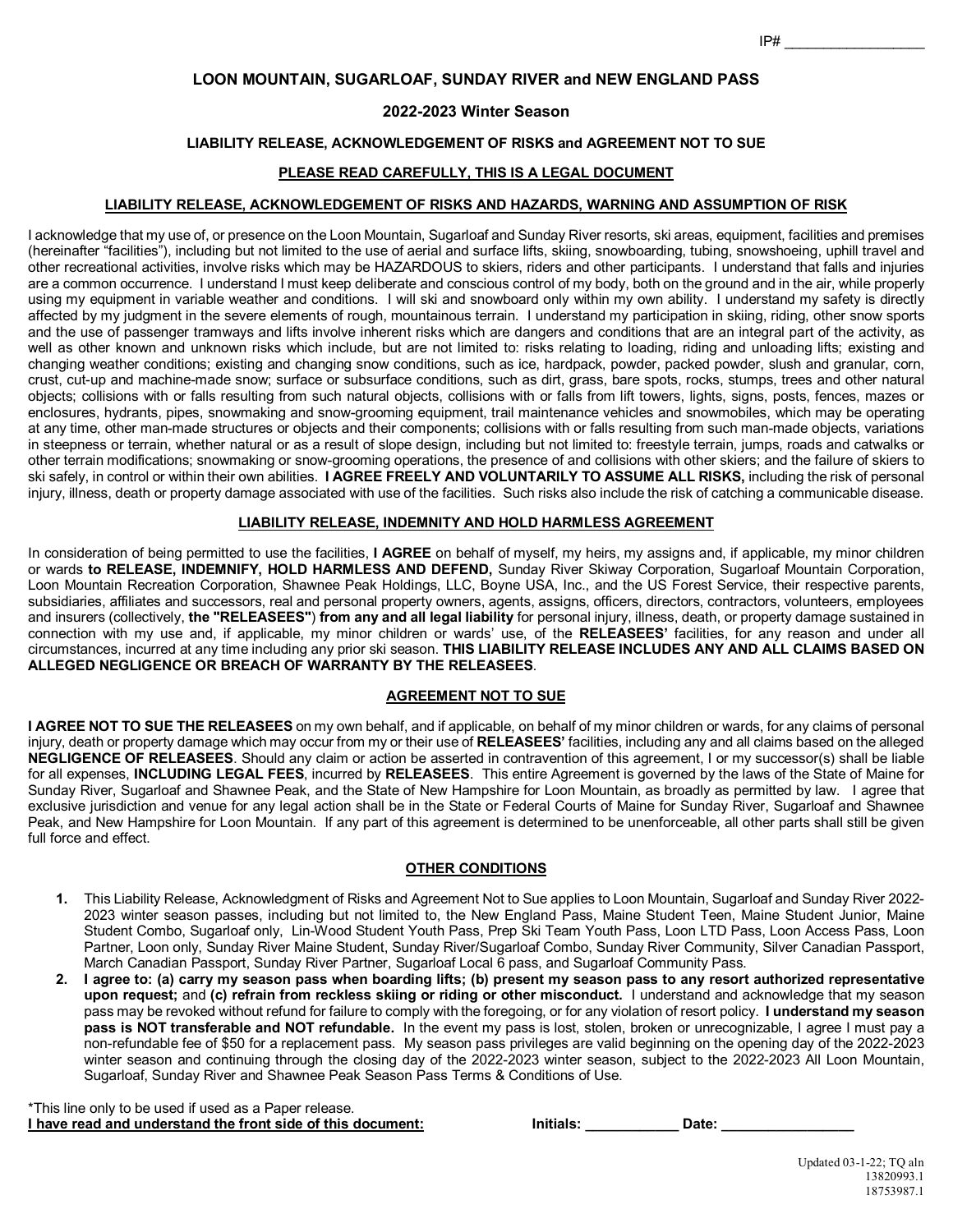IP# _________________

# LOON MOUNTAIN, SUGARLOAF, SUNDAY RIVER and NEW ENGLAND PASS

## 2022-2023 Winter Season

## LIABILITY RELEASE, ACKNOWLEDGEMENT OF RISKS and AGREEMENT NOT TO SUE

**PLEASE READ CAREFULLY, THIS IS A LEGAL DOCUMENT**

### LIABILITY RELEASE, ACKNOWLEDGEMENT OF RISKS AND HAZARDS, WARNING AND ASSUMPTION OF RISK

I acknowledge that my use of, or presence on the Loon Mountain, Sugarloaf and Sunday River resorts, ski areas, equipment, facilities and premises (hereinafter "facilities"), including but not limited to the use of aerial and surface lifts, skiing, snowboarding, tubing, snowshoeing, uphill travel and other recreational activities, involve risks which may be HAZARDOUS to skiers, riders and other participants. I understand that falls and injuries are a common occurrence. I understand I must keep deliberate and conscious control of my body, both on the ground and in the air, while properly using my equipment in variable weather and conditions. I will ski and snowboard only within my own ability. I understand my safety is directly affected by my judgment in the severe elements of rough, mountainous terrain. I understand my participation in skiing, riding, other snow sports and the use of passenger tramways and lifts involve inherent risks which are dangers and conditions that are an integral part of the activity, as well as other known and unknown risks which include, but are not limited to: risks relating to loading, riding and unloading lifts; existing and changing weather conditions; existing and changing snow conditions, such as ice, hardpack, powder, packed powder, slush and granular, corn, crust, cut-up and machine-made snow; surface or subsurface conditions, such as dirt, grass, bare spots, rocks, stumps, trees and other natural objects; collisions with or falls resulting from such natural objects, collisions with or falls from lift towers, lights, signs, posts, fences, mazes or enclosures, hydrants, pipes, snowmaking and snow-grooming equipment, trail maintenance vehicles and snowmobiles, which may be operating at any time, other man-made structures or objects and their components; collisions with or falls resulting from such man-made objects, variations in steepness or terrain, whether natural or as a result of slope design, including but not limited to: freestyle terrain, jumps, roads and catwalks or other terrain modifications; snowmaking or snow-grooming operations, the presence of and collisions with other skiers; and the failure of skiers to ski safely, in control or within their own abilities. **I AGREE FREELY AND VOLUNTARILY TO ASSUME ALL RISKS,** including the risk of personal injury, illness, death or property damage associated with use of the facilities. Such risks also include the risk of catching a communicable disease.

### LIABILITY RELEASE, INDEMNITY AND HOLD HARMLESS AGREEMENT

In consideration of being permitted to use the facilities, **I AGREE** on behalf of myself, my heirs, my assigns and, if applicable, my minor children or wards **to RELEASE, INDEMNIFY, HOLD HARMLESS AND DEFEND,** Sunday River Skiway Corporation, Sugarloaf Mountain Corporation, Loon Mountain Recreation Corporation, Shawnee Peak Holdings, LLC, Boyne USA, Inc., and the US Forest Service, their respective parents, subsidiaries, affiliates and successors, real and personal property owners, agents, assigns, officers, directors, contractors, volunteers, employees and insurers (collectively, **the "RELEASEES"**) **from any and all legal liability** for personal injury, illness, death, or property damage sustained in connection with my use and, if applicable, my minor children or wards' use, of the **RELEASEES'** facilities, for any reason and under all circumstances, incurred at any time including any prior ski season. **THIS LIABILITY RELEASE INCLUDES ANY AND ALL CLAIMS BASED ON ALLEGED NEGLIGENCE OR BREACH OF WARRANTY BY THE RELEASEES**.

### AGREEMENT NOT TO SUE

**I AGREE NOT TO SUE THE RELEASEES** on my own behalf, and if applicable, on behalf of my minor children or wards, for any claims of personal injury, death or property damage which may occur from my or their use of **RELEASEES'** facilities, including any and all claims based on the alleged **NEGLIGENCE OF RELEASEES**. Should any claim or action be asserted in contravention of this agreement, I or my successor(s) shall be liable for all expenses, **INCLUDING LEGAL FEES**, incurred by **RELEASEES**. This entire Agreement is governed by the laws of the State of Maine for Sunday River, Sugarloaf and Shawnee Peak, and the State of New Hampshire for Loon Mountain, as broadly as permitted by law. I agree that exclusive jurisdiction and venue for any legal action shall be in the State or Federal Courts of Maine for Sunday River, Sugarloaf and Shawnee Peak, and New Hampshire for Loon Mountain. If any part of this agreement is determined to be unenforceable, all other parts shall still be given full force and effect.

### OTHER CONDITIONS

1. This Liability Release, Acknowledgment of Risks and Agreement Not to Sue applies to Loon Mountain, Sugarloaf and Sunday River 2022-2023 winter season passes, including but not limited to, the New England Pass, Maine Student Teen, Maine Student Junior, Maine Student Combo, Sugarloaf only, Lin-Wood Student Youth Pass, Prep Ski Team Youth Pass, Loon LTD Pass, Loon Access Pass, Loon Partner, Loon only, Sunday River Maine Student, Sunday River/Sugarloaf Combo, Sunday River Community, Silver Canadian Passport, March Canadian Passport, Sunday River Partner, Sugarloaf Local 6 pass, and Sugarloaf Community Pass.
2. **I agree to: (a) carry my season pass when boarding lifts; (b) present my season pass to any resort authorized representative upon request;** and **(c) refrain from reckless skiing or riding or other misconduct.** I understand and acknowledge that my season pass may be revoked without refund for failure to comply with the foregoing, or for any violation of resort policy. **I understand my season pass is NOT transferable and NOT refundable.** In the event my pass is lost, stolen, broken or unrecognizable, I agree I must pay a non-refundable fee of $50 for a replacement pass. My season pass privileges are valid beginning on the opening day of the 2022-2023 winter season and continuing through the closing day of the 2022-2023 winter season, subject to the 2022-2023 All Loon Mountain, Sugarloaf, Sunday River and Shawnee Peak Season Pass Terms & Conditions of Use.

*This line only to be used if used as a Paper release.
**I have read and understand the front side of this document:** **Initials:** ____________ **Date:** _________________

Updated 03-1-22; TQ aln
13820993.1
18753987.1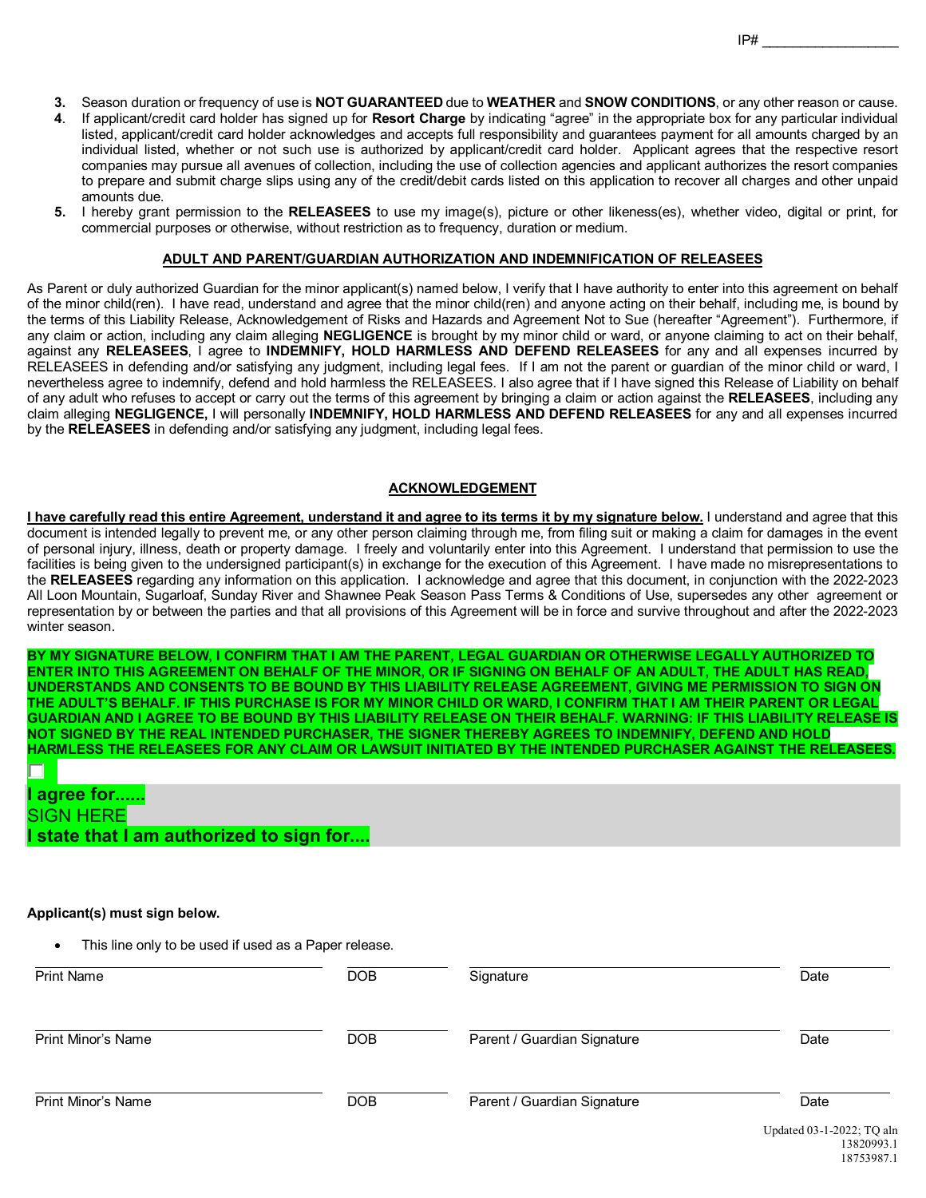IP# ________________

3. Season duration or frequency of use is **NOT GUARANTEED** due to **WEATHER** and **SNOW CONDITIONS**, or any other reason or cause.
4. If applicant/credit card holder has signed up for **Resort Charge** by indicating "agree" in the appropriate box for any particular individual listed, applicant/credit card holder acknowledges and accepts full responsibility and guarantees payment for all amounts charged by an individual listed, whether or not such use is authorized by applicant/credit card holder. Applicant agrees that the respective resort companies may pursue all avenues of collection, including the use of collection agencies and applicant authorizes the resort companies to prepare and submit charge slips using any of the credit/debit cards listed on this application to recover all charges and other unpaid amounts due.
5. I hereby grant permission to the **RELEASEES** to use my image(s), picture or other likeness(es), whether video, digital or print, for commercial purposes or otherwise, without restriction as to frequency, duration or medium.

## ADULT AND PARENT/GUARDIAN AUTHORIZATION AND INDEMNIFICATION OF RELEASEES

As Parent or duly authorized Guardian for the minor applicant(s) named below, I verify that I have authority to enter into this agreement on behalf of the minor child(ren). I have read, understand and agree that the minor child(ren) and anyone acting on their behalf, including me, is bound by the terms of this Liability Release, Acknowledgement of Risks and Hazards and Agreement Not to Sue (hereafter "Agreement"). Furthermore, if any claim or action, including any claim alleging **NEGLIGENCE** is brought by my minor child or ward, or anyone claiming to act on their behalf, against any **RELEASEES**, I agree to **INDEMNIFY, HOLD HARMLESS AND DEFEND RELEASEES** for any and all expenses incurred by RELEASEES in defending and/or satisfying any judgment, including legal fees. If I am not the parent or guardian of the minor child or ward, I nevertheless agree to indemnify, defend and hold harmless the RELEASEES. I also agree that if I have signed this Release of Liability on behalf of any adult who refuses to accept or carry out the terms of this agreement by bringing a claim or action against the **RELEASEES**, including any claim alleging **NEGLIGENCE,** I will personally **INDEMNIFY, HOLD HARMLESS AND DEFEND RELEASEES** for any and all expenses incurred by the **RELEASEES** in defending and/or satisfying any judgment, including legal fees.

## ACKNOWLEDGEMENT

**I have carefully read this entire Agreement, understand it and agree to its terms it by my signature below.** I understand and agree that this document is intended legally to prevent me, or any other person claiming through me, from filing suit or making a claim for damages in the event of personal injury, illness, death or property damage. I freely and voluntarily enter into this Agreement. I understand that permission to use the facilities is being given to the undersigned participant(s) in exchange for the execution of this Agreement. I have made no misrepresentations to the **RELEASEES** regarding any information on this application. I acknowledge and agree that this document, in conjunction with the 2022-2023 All Loon Mountain, Sugarloaf, Sunday River and Shawnee Peak Season Pass Terms & Conditions of Use, supersedes any other agreement or representation by or between the parties and that all provisions of this Agreement will be in force and survive throughout and after the 2022-2023 winter season.

**BY MY SIGNATURE BELOW, I CONFIRM THAT I AM THE PARENT, LEGAL GUARDIAN OR OTHERWISE LEGALLY AUTHORIZED TO ENTER INTO THIS AGREEMENT ON BEHALF OF THE MINOR, OR IF SIGNING ON BEHALF OF AN ADULT, THE ADULT HAS READ, UNDERSTANDS AND CONSENTS TO BE BOUND BY THIS LIABILITY RELEASE AGREEMENT, GIVING ME PERMISSION TO SIGN ON THE ADULT'S BEHALF. IF THIS PURCHASE IS FOR MY MINOR CHILD OR WARD, I CONFIRM THAT I AM THEIR PARENT OR LEGAL GUARDIAN AND I AGREE TO BE BOUND BY THIS LIABILITY RELEASE ON THEIR BEHALF. WARNING: IF THIS LIABILITY RELEASE IS NOT SIGNED BY THE REAL INTENDED PURCHASER, THE SIGNER THEREBY AGREES TO INDEMNIFY, DEFEND AND HOLD HARMLESS THE RELEASEES FOR ANY CLAIM OR LAWSUIT INITIATED BY THE INTENDED PURCHASER AGAINST THE RELEASEES.**

☐

**I agree for......**

SIGN HERE

**I state that I am authorized to sign for....**

**Applicant(s) must sign below.**

- This line only to be used if used as a Paper release.

| Print Name | DOB | Signature | Date |
|---|---|---|---|
| Print Minor's Name | DOB | Parent / Guardian Signature | Date |
| Print Minor's Name | DOB | Parent / Guardian Signature | Date |

Updated 03-1-2022; TQ aln
13820993.1
18753987.1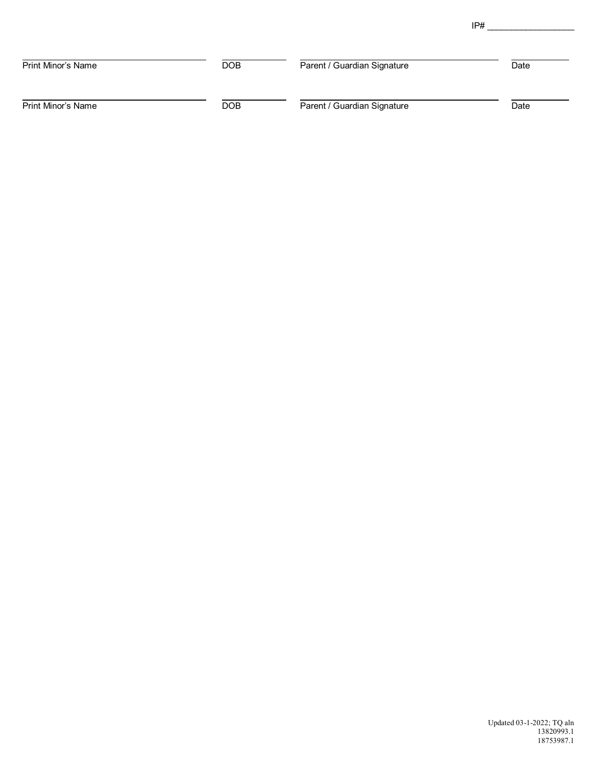IP# ___________________

| | | | |
|---|---|---|---|
| ______________________ | __________ | ______________________ | __________ |
| Print Minor's Name | DOB | Parent / Guardian Signature | Date |
| ______________________ | __________ | ______________________ | __________ |
| Print Minor's Name | DOB | Parent / Guardian Signature | Date |

Updated 03-1-2022; TQ aln
13820993.1
18753987.1